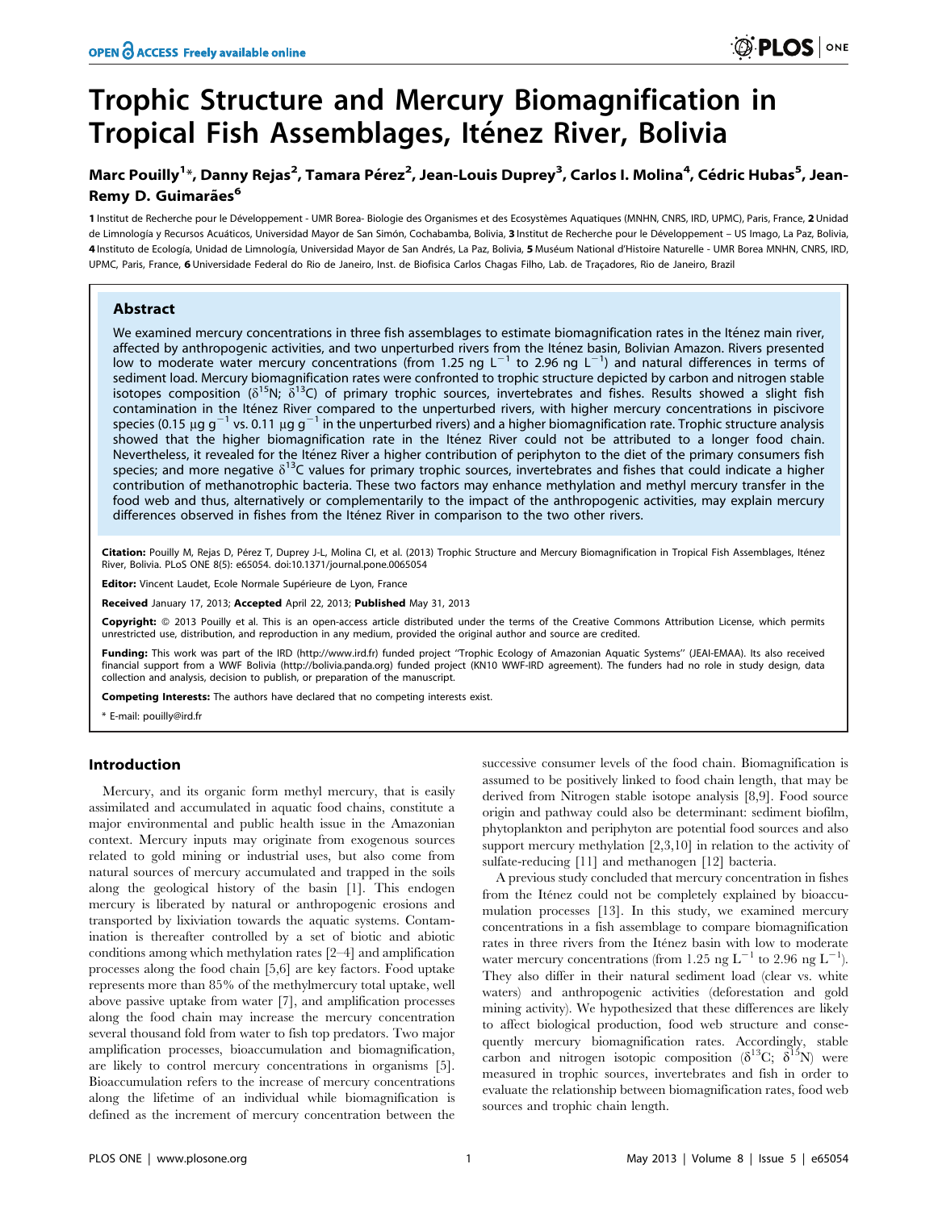# Trophic Structure and Mercury Biomagnification in Tropical Fish Assemblages, Iténez River, Bolivia

**Marc Pouilly[1]\*, Danny Rejas[2], Tamara Pérez[2], Jean-Louis Duprey[3], Carlos I. Molina[4], Cédric Hubas[5], Jean-Remy D. Guimarães[6]**

[1] Institut de Recherche pour le Développement - UMR Borea- Biologie des Organismes et des Ecosystèmes Aquatiques (MNHN, CNRS, IRD, UPMC), Paris, France, [2] Unidad de Limnología y Recursos Acuáticos, Universidad Mayor de San Simón, Cochabamba, Bolivia, [3] Institut de Recherche pour le Développement – US Imago, La Paz, Bolivia, [4] Instituto de Ecología, Unidad de Limnología, Universidad Mayor de San Andrés, La Paz, Bolivia, [5] Muséum National d'Histoire Naturelle - UMR Borea MNHN, CNRS, IRD, UPMC, Paris, France, [6] Universidade Federal do Rio de Janeiro, Inst. de Biofisica Carlos Chagas Filho, Lab. de Traçadores, Rio de Janeiro, Brazil

## Abstract

We examined mercury concentrations in three fish assemblages to estimate biomagnification rates in the Iténez main river, affected by anthropogenic activities, and two unperturbed rivers from the Iténez basin, Bolivian Amazon. Rivers presented low to moderate water mercury concentrations (from 1.25 ng $L^{-1}$ to 2.96 ng $L^{-1}$) and natural differences in terms of sediment load. Mercury biomagnification rates were confronted to trophic structure depicted by carbon and nitrogen stable isotopes composition ($\delta^{15}N$; $\delta^{13}C$) of primary trophic sources, invertebrates and fishes. Results showed a slight fish contamination in the Iténez River compared to the unperturbed rivers, with higher mercury concentrations in piscivore species (0.15 µg $g^{-1}$ vs. 0.11 µg $g^{-1}$ in the unperturbed rivers) and a higher biomagnification rate. Trophic structure analysis showed that the higher biomagnification rate in the Iténez River could not be attributed to a longer food chain. Nevertheless, it revealed for the Iténez River a higher contribution of periphyton to the diet of the primary consumers fish species; and more negative $\delta^{13}C$ values for primary trophic sources, invertebrates and fishes that could indicate a higher contribution of methanotrophic bacteria. These two factors may enhance methylation and methyl mercury transfer in the food web and thus, alternatively or complementarily to the impact of the anthropogenic activities, may explain mercury differences observed in fishes from the Iténez River in comparison to the two other rivers.

**Citation:** Pouilly M, Rejas D, Pérez T, Duprey J-L, Molina CI, et al. (2013) Trophic Structure and Mercury Biomagnification in Tropical Fish Assemblages, Iténez River, Bolivia. PLoS ONE 8(5): e65054. doi:10.1371/journal.pone.0065054

**Editor:** Vincent Laudet, Ecole Normale Supérieure de Lyon, France

**Received** January 17, 2013; **Accepted** April 22, 2013; **Published** May 31, 2013

**Copyright:** © 2013 Pouilly et al. This is an open-access article distributed under the terms of the Creative Commons Attribution License, which permits unrestricted use, distribution, and reproduction in any medium, provided the original author and source are credited.

**Funding:** This work was part of the IRD (http://www.ird.fr) funded project "Trophic Ecology of Amazonian Aquatic Systems" (JEAI-EMAA). Its also received financial support from a WWF Bolivia (http://bolivia.panda.org) funded project (KN10 WWF-IRD agreement). The funders had no role in study design, data collection and analysis, decision to publish, or preparation of the manuscript.

**Competing Interests:** The authors have declared that no competing interests exist.

\* E-mail: pouilly@ird.fr

## Introduction

Mercury, and its organic form methyl mercury, that is easily assimilated and accumulated in aquatic food chains, constitute a major environmental and public health issue in the Amazonian context. Mercury inputs may originate from exogenous sources related to gold mining or industrial uses, but also come from natural sources of mercury accumulated and trapped in the soils along the geological history of the basin [1]. This endogen mercury is liberated by natural or anthropogenic erosions and transported by lixiviation towards the aquatic systems. Contamination is thereafter controlled by a set of biotic and abiotic conditions among which methylation rates [2–4] and amplification processes along the food chain [5,6] are key factors. Food uptake represents more than 85% of the methylmercury total uptake, well above passive uptake from water [7], and amplification processes along the food chain may increase the mercury concentration several thousand fold from water to fish top predators. Two major amplification processes, bioaccumulation and biomagnification, are likely to control mercury concentrations in organisms [5]. Bioaccumulation refers to the increase of mercury concentrations along the lifetime of an individual while biomagnification is defined as the increment of mercury concentration between the successive consumer levels of the food chain. Biomagnification is assumed to be positively linked to food chain length, that may be derived from Nitrogen stable isotope analysis [8,9]. Food source origin and pathway could also be determinant: sediment biofilm, phytoplankton and periphyton are potential food sources and also support mercury methylation [2,3,10] in relation to the activity of sulfate-reducing [11] and methanogen [12] bacteria.

A previous study concluded that mercury concentration in fishes from the Iténez could not be completely explained by bioaccumulation processes [13]. In this study, we examined mercury concentrations in a fish assemblage to compare biomagnification rates in three rivers from the Iténez basin with low to moderate water mercury concentrations (from 1.25 ng $L^{-1}$ to 2.96 ng $L^{-1}$). They also differ in their natural sediment load (clear vs. white waters) and anthropogenic activities (deforestation and gold mining activity). We hypothesized that these differences are likely to affect biological production, food web structure and consequently mercury biomagnification rates. Accordingly, stable carbon and nitrogen isotopic composition ($\delta^{13}C$; $\delta^{15}N$) were measured in trophic sources, invertebrates and fish in order to evaluate the relationship between biomagnification rates, food web sources and trophic chain length.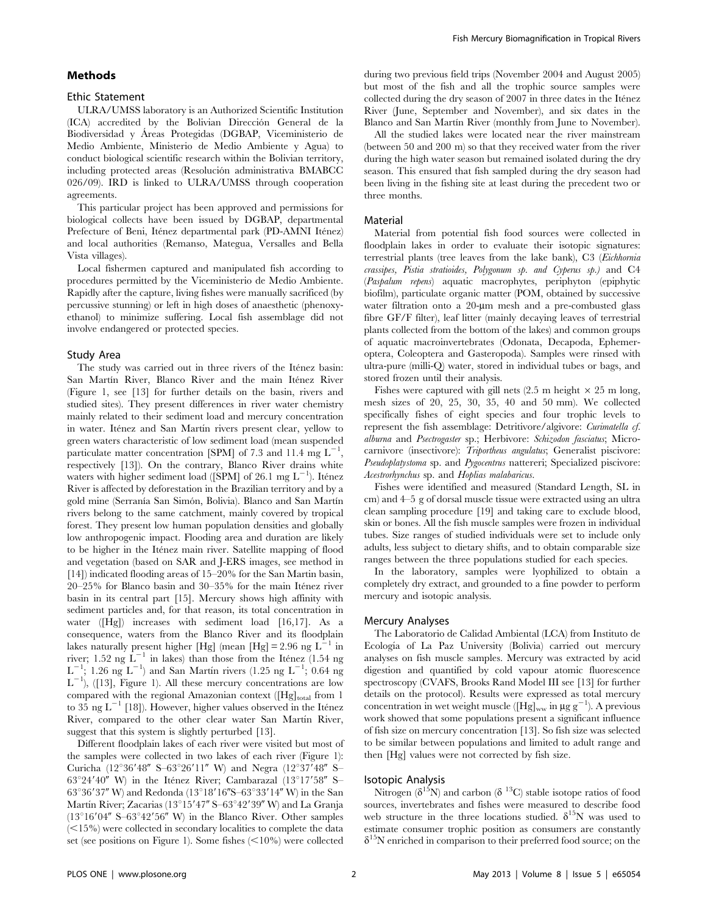## Methods

### Ethic Statement

ULRA/UMSS laboratory is an Authorized Scientific Institution (ICA) accredited by the Bolivian Dirección General de la Biodiversidad y Áreas Protegidas (DGBAP, Viceministerio de Medio Ambiente, Ministerio de Medio Ambiente y Agua) to conduct biological scientific research within the Bolivian territory, including protected areas (Resolución administrativa BMABCC 026/09). IRD is linked to ULRA/UMSS through cooperation agreements.

This particular project has been approved and permissions for biological collects have been issued by DGBAP, departmental Prefecture of Beni, Iténez departmental park (PD-AMNI Iténez) and local authorities (Remanso, Mategua, Versalles and Bella Vista villages).

Local fishermen captured and manipulated fish according to procedures permitted by the Viceministerio de Medio Ambiente. Rapidly after the capture, living fishes were manually sacrificed (by percussive stunning) or left in high doses of anaesthetic (phenoxyethanol) to minimize suffering. Local fish assemblage did not involve endangered or protected species.

### Study Area

The study was carried out in three rivers of the Iténez basin: San Martín River, Blanco River and the main Iténez River (Figure 1, see [13] for further details on the basin, rivers and studied sites). They present differences in river water chemistry mainly related to their sediment load and mercury concentration in water. Iténez and San Martín rivers present clear, yellow to green waters characteristic of low sediment load (mean suspended particulate matter concentration [SPM] of 7.3 and 11.4 mg $L^{-1}$, respectively [13]). On the contrary, Blanco River drains white waters with higher sediment load ([SPM] of 26.1 mg $L^{-1}$). Iténez River is affected by deforestation in the Brazilian territory and by a gold mine (Serranía San Simón, Bolivia). Blanco and San Martín rivers belong to the same catchment, mainly covered by tropical forest. They present low human population densities and globally low anthropogenic impact. Flooding area and duration are likely to be higher in the Iténez main river. Satellite mapping of flood and vegetation (based on SAR and J-ERS images, see method in [14]) indicated flooding areas of 15–20% for the San Martin basin, 20–25% for Blanco basin and 30–35% for the main Iténez river basin in its central part [15]. Mercury shows high affinity with sediment particles and, for that reason, its total concentration in water ([Hg]) increases with sediment load [16,17]. As a consequence, waters from the Blanco River and its floodplain lakes naturally present higher [Hg] (mean [Hg] = 2.96 ng $L^{-1}$ in river; 1.52 ng $L^{-1}$ in lakes) than those from the Iténez (1.54 ng $L^{-1}$; 1.26 ng $L^{-1}$) and San Martín rivers (1.25 ng $L^{-1}$; 0.64 ng $L^{-1}$), ([13], Figure 1). All these mercury concentrations are low compared with the regional Amazonian context ($[Hg]_{total}$ from 1 to 35 ng $L^{-1}$ [18]). However, higher values observed in the Iténez River, compared to the other clear water San Martín River, suggest that this system is slightly perturbed [13].

Different floodplain lakes of each river were visited but most of the samples were collected in two lakes of each river (Figure 1): Curicha (12°36′48″ S–63°26′11″ W) and Negra (12°37′48″ S–63°24′40″ W) in the Iténez River; Cambarazal (13°17′58″ S–63°36′37″ W) and Redonda (13°18′16″S–63°33′14″ W) in the San Martín River; Zacarias (13°15′47″ S–63°42′39″ W) and La Granja (13°16′04″ S–63°42′56″ W) in the Blanco River. Other samples (<15%) were collected in secondary localities to complete the data set (see positions on Figure 1). Some fishes (<10%) were collected during two previous field trips (November 2004 and August 2005) but most of the fish and all the trophic source samples were collected during the dry season of 2007 in three dates in the Iténez River (June, September and November), and six dates in the Blanco and San Martín River (monthly from June to November).

All the studied lakes were located near the river mainstream (between 50 and 200 m) so that they received water from the river during the high water season but remained isolated during the dry season. This ensured that fish sampled during the dry season had been living in the fishing site at least during the precedent two or three months.

### Material

Material from potential fish food sources were collected in floodplain lakes in order to evaluate their isotopic signatures: terrestrial plants (tree leaves from the lake bank), C3 (*Eichhornia crassipes, Pistia stratioides, Polygonum sp. and Cyperus sp.*) and C4 (*Paspalum repens*) aquatic macrophytes, periphyton (epiphytic biofilm), particulate organic matter (POM, obtained by successive water filtration onto a 20-µm mesh and a pre-combusted glass fibre GF/F filter), leaf litter (mainly decaying leaves of terrestrial plants collected from the bottom of the lakes) and common groups of aquatic macroinvertebrates (Odonata, Decapoda, Ephemeroptera, Coleoptera and Gasteropoda). Samples were rinsed with ultra-pure (milli-Q) water, stored in individual tubes or bags, and stored frozen until their analysis.

Fishes were captured with gill nets (2.5 m height × 25 m long, mesh sizes of 20, 25, 30, 35, 40 and 50 mm). We collected specifically fishes of eight species and four trophic levels to represent the fish assemblage: Detritivore/algivore: *Curimatella cf. alburna* and *Psectrogaster* sp.; Herbivore: *Schizodon fasciatus*; Microcarnivore (insectivore): *Triportheus angulatus*; Generalist piscivore: *Pseudoplatystoma* sp. and *Pygocentrus* nattereri; Specialized piscivore: *Acestrorhynchus* sp. and *Hoplias malabaricus*.

Fishes were identified and measured (Standard Length, SL in cm) and 4–5 g of dorsal muscle tissue were extracted using an ultra clean sampling procedure [19] and taking care to exclude blood, skin or bones. All the fish muscle samples were frozen in individual tubes. Size ranges of studied individuals were set to include only adults, less subject to dietary shifts, and to obtain comparable size ranges between the three populations studied for each species.

In the laboratory, samples were lyophilized to obtain a completely dry extract, and grounded to a fine powder to perform mercury and isotopic analysis.

### Mercury Analyses

The Laboratorio de Calidad Ambiental (LCA) from Instituto de Ecología of La Paz University (Bolivia) carried out mercury analyses on fish muscle samples. Mercury was extracted by acid digestion and quantified by cold vapour atomic fluorescence spectroscopy (CVAFS, Brooks Rand Model III see [13] for further details on the protocol). Results were expressed as total mercury concentration in wet weight muscle ($[Hg]_{ww}$ in µg $g^{-1}$). A previous work showed that some populations present a significant influence of fish size on mercury concentration [13]. So fish size was selected to be similar between populations and limited to adult range and then [Hg] values were not corrected by fish size.

### Isotopic Analysis

Nitrogen ($\delta^{15}N$) and carbon ($\delta^{13}C$) stable isotope ratios of food sources, invertebrates and fishes were measured to describe food web structure in the three locations studied. $\delta^{15}N$ was used to estimate consumer trophic position as consumers are constantly $\delta^{15}N$ enriched in comparison to their preferred food source; on the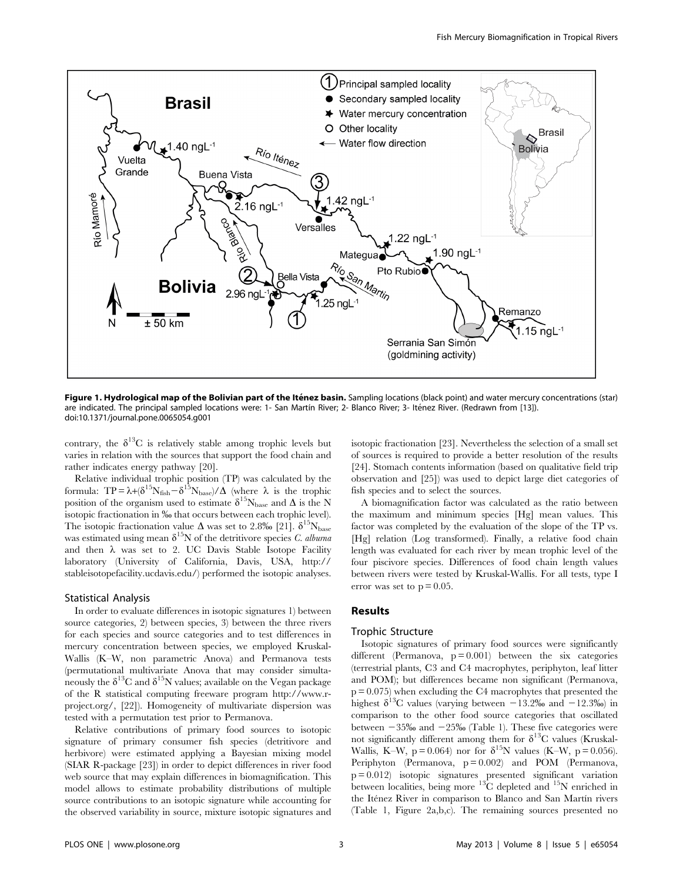Figure 1. Hydrological map of the Bolivian part of the Iténez basin. Sampling locations (black point) and water mercury concentrations (star) are indicated. The principal sampled locations were: 1- San Martín River; 2- Blanco River; 3- Iténez River. (Redrawn from [13]).
doi:10.1371/journal.pone.0065054.g001

contrary, the $\delta^{13}C$ is relatively stable among trophic levels but varies in relation with the sources that support the food chain and rather indicates energy pathway [20].

Relative individual trophic position (TP) was calculated by the formula: $TP = \lambda + (\delta^{15}N_{fish} - \delta^{15}N_{base})/\Delta$ (where $\lambda$ is the trophic position of the organism used to estimate $\delta^{15}N_{base}$ and $\Delta$ is the N isotopic fractionation in ‰ that occurs between each trophic level). The isotopic fractionation value $\Delta$ was set to 2.8‰ [21]. $\delta^{15}N_{base}$ was estimated using mean $\delta^{15}N$ of the detritivore species *C. alburna* and then $\lambda$ was set to 2. UC Davis Stable Isotope Facility laboratory (University of California, Davis, USA, http://stableisotopefacility.ucdavis.edu/) performed the isotopic analyses.

### Statistical Analysis

In order to evaluate differences in isotopic signatures 1) between source categories, 2) between species, 3) between the three rivers for each species and source categories and to test differences in mercury concentration between species, we employed Kruskal-Wallis (K–W, non parametric Anova) and Permanova tests (permutational multivariate Anova that may consider simultaneously the $\delta^{13}C$ and $\delta^{15}N$ values; available on the Vegan package of the R statistical computing freeware program http://www.r-project.org/, [22]). Homogeneity of multivariate dispersion was tested with a permutation test prior to Permanova.

Relative contributions of primary food sources to isotopic signature of primary consumer fish species (detritivore and herbivore) were estimated applying a Bayesian mixing model (SIAR R-package [23]) in order to depict differences in river food web source that may explain differences in biomagnification. This model allows to estimate probability distributions of multiple source contributions to an isotopic signature while accounting for the observed variability in source, mixture isotopic signatures and isotopic fractionation [23]. Nevertheless the selection of a small set of sources is required to provide a better resolution of the results [24]. Stomach contents information (based on qualitative field trip observation and [25]) was used to depict large diet categories of fish species and to select the sources.

A biomagnification factor was calculated as the ratio between the maximum and minimum species [Hg] mean values. This factor was completed by the evaluation of the slope of the TP vs. [Hg] relation (Log transformed). Finally, a relative food chain length was evaluated for each river by mean trophic level of the four piscivore species. Differences of food chain length values between rivers were tested by Kruskal-Wallis. For all tests, type I error was set to $p = 0.05$.

## Results

### Trophic Structure

Isotopic signatures of primary food sources were significantly different (Permanova, $p = 0.001$) between the six categories (terrestrial plants, C3 and C4 macrophytes, periphyton, leaf litter and POM); but differences became non significant (Permanova, $p = 0.075$) when excluding the C4 macrophytes that presented the highest $\delta^{13}C$ values (varying between $-13.2$‰ and $-12.3$‰) in comparison to the other food source categories that oscillated between $-35$‰ and $-25$‰ (Table 1). These five categories were not significantly different among them for $\delta^{13}C$ values (Kruskal-Wallis, K–W, $p = 0.064$) nor for $\delta^{15}N$ values (K–W, $p = 0.056$). Periphyton (Permanova, $p = 0.002$) and POM (Permanova, $p = 0.012$) isotopic signatures presented significant variation between localities, being more $^{13}C$ depleted and $^{15}N$ enriched in the Iténez River in comparison to Blanco and San Martín rivers (Table 1, Figure 2a,b,c). The remaining sources presented no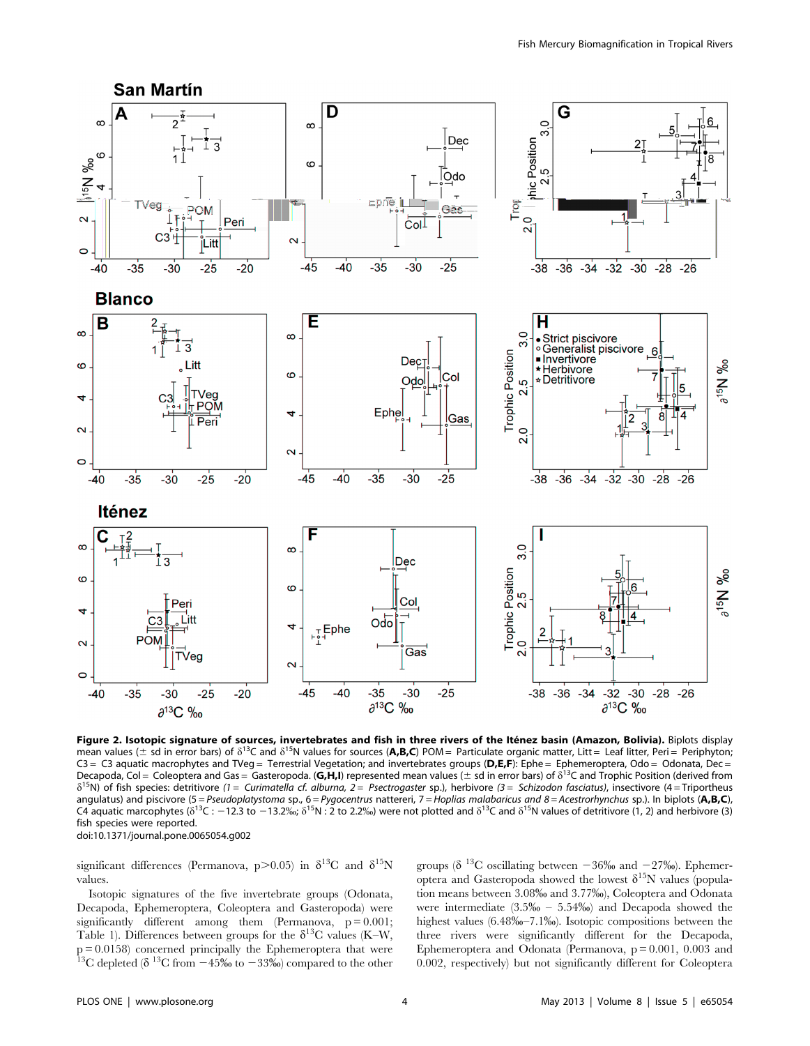**Figure 2. Isotopic signature of sources, invertebrates and fish in three rivers of the Iténez basin (Amazon, Bolivia).** Biplots display mean values (± sd in error bars) of $\delta^{13}C$ and $\delta^{15}N$ values for sources (**A,B,C**) POM = Particulate organic matter, Litt = Leaf litter, Peri = Periphyton; C3 = C3 aquatic macrophytes and TVeg = Terrestrial Vegetation; and invertebrates groups (**D,E,F**): Ephe = Ephemeroptera, Odo = Odonata, Dec = Decapoda, Col = Coleoptera and Gas = Gasteropoda. (**G,H,I**) represented mean values (± sd in error bars) of $\delta^{13}C$ and Trophic Position (derived from $\delta^{15}N$) of fish species: detritivore (*1 = Curimatella cf. alburna, 2 = Psectrogaster* sp.), herbivore (*3 = Schizodon fasciatus*), insectivore (4 = Triportheus angulatus) and piscivore (5 = *Pseudoplatystoma* sp., 6 = *Pygocentrus* nattereri, 7 = *Hoplias malabaricus and 8 = Acestrorhynchus* sp.). In biplots (**A,B,C**), C4 aquatic marcophytes ($\delta^{13}C$ : −12.3 to −13.2‰; $\delta^{15}N$ : 2 to 2.2‰) were not plotted and $\delta^{13}C$ and $\delta^{15}N$ values of detritivore (1, 2) and herbivore (3) fish species were reported.
doi:10.1371/journal.pone.0065054.g002

significant differences (Permanova, $p>0.05$) in $\delta^{13}C$ and $\delta^{15}N$ values.

Isotopic signatures of the five invertebrate groups (Odonata, Decapoda, Ephemeroptera, Coleoptera and Gasteropoda) were significantly different among them (Permanova, $p=0.001$; Table 1). Differences between groups for the $\delta^{13}C$ values (K–W, $p=0.0158$) concerned principally the Ephemeroptera that were $^{13}C$ depleted ($\delta^{13}C$ from −45‰ to −33‰) compared to the other groups ($\delta^{13}C$ oscillating between −36‰ and −27‰). Ephemeroptera and Gasteropoda showed the lowest $\delta^{15}N$ values (population means between 3.08‰ and 3.77‰), Coleoptera and Odonata were intermediate (3.5‰ – 5.54‰) and Decapoda showed the highest values (6.48‰–7.1‰). Isotopic compositions between the three rivers were significantly different for the Decapoda, Ephemeroptera and Odonata (Permanova, $p=0.001$, 0.003 and 0.002, respectively) but not significantly different for Coleoptera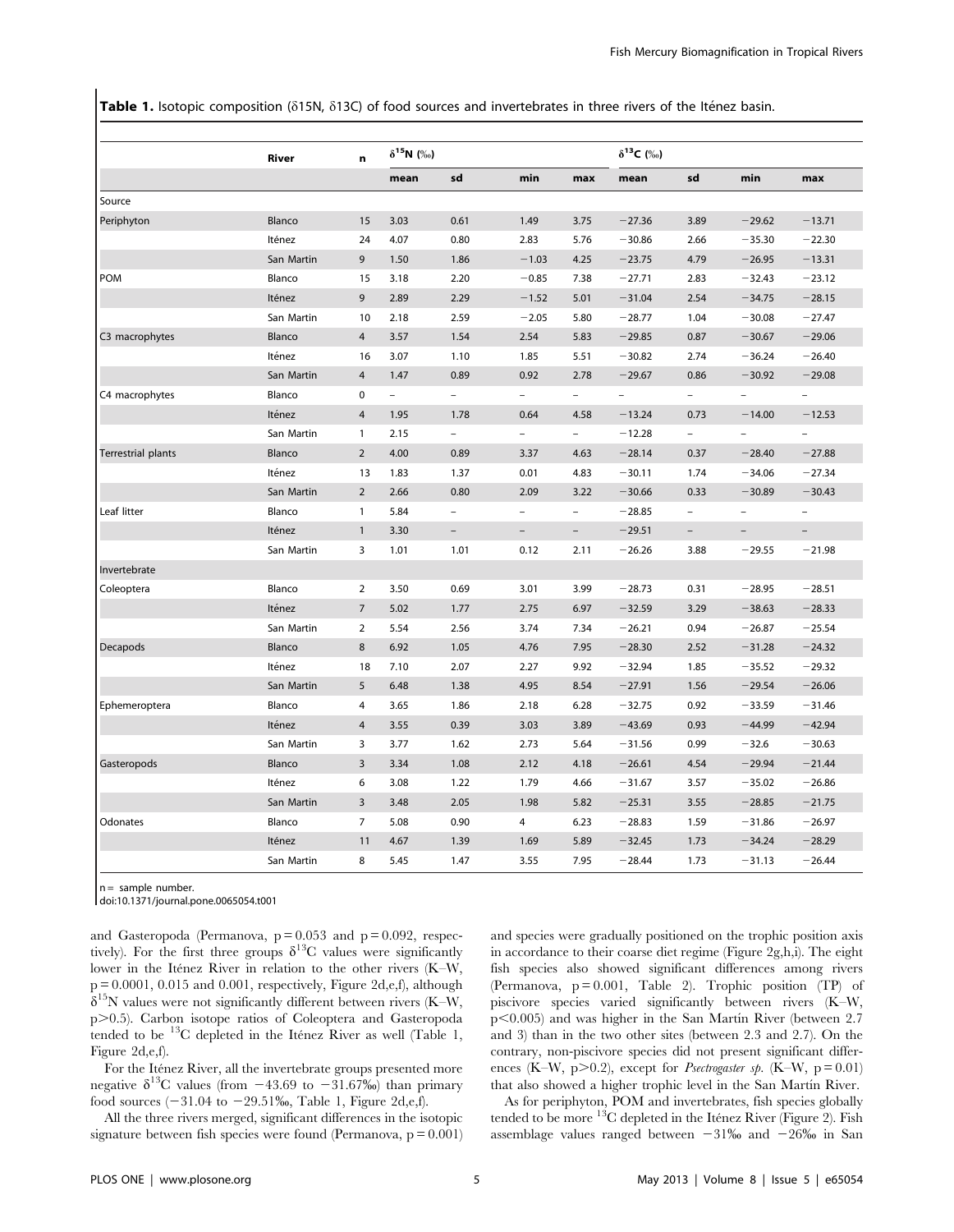**Table 1.** Isotopic composition (δ15N, δ13C) of food sources and invertebrates in three rivers of the Iténez basin.

| | River | n | $\delta^{15}$N (‰) | | | | $\delta^{13}$C (‰) | | | |
|---|---|---|---|---|---|---|---|---|---|---|
| | | | mean | sd | min | max | mean | sd | min | max |
| Source | | | | | | | | | | |
| Periphyton | Blanco | 15 | 3.03 | 0.61 | 1.49 | 3.75 | −27.36 | 3.89 | −29.62 | −13.71 |
| | Iténez | 24 | 4.07 | 0.80 | 2.83 | 5.76 | −30.86 | 2.66 | −35.30 | −22.30 |
| | San Martin | 9 | 1.50 | 1.86 | −1.03 | 4.25 | −23.75 | 4.79 | −26.95 | −13.31 |
| POM | Blanco | 15 | 3.18 | 2.20 | −0.85 | 7.38 | −27.71 | 2.83 | −32.43 | −23.12 |
| | Iténez | 9 | 2.89 | 2.29 | −1.52 | 5.01 | −31.04 | 2.54 | −34.75 | −28.15 |
| | San Martin | 10 | 2.18 | 2.59 | −2.05 | 5.80 | −28.77 | 1.04 | −30.08 | −27.47 |
| C3 macrophytes | Blanco | 4 | 3.57 | 1.54 | 2.54 | 5.83 | −29.85 | 0.87 | −30.67 | −29.06 |
| | Iténez | 16 | 3.07 | 1.10 | 1.85 | 5.51 | −30.82 | 2.74 | −36.24 | −26.40 |
| | San Martin | 4 | 1.47 | 0.89 | 0.92 | 2.78 | −29.67 | 0.86 | −30.92 | −29.08 |
| C4 macrophytes | Blanco | 0 | – | – | – | – | – | – | – | – |
| | Iténez | 4 | 1.95 | 1.78 | 0.64 | 4.58 | −13.24 | 0.73 | −14.00 | −12.53 |
| | San Martin | 1 | 2.15 | – | – | – | −12.28 | – | – | – |
| Terrestrial plants | Blanco | 2 | 4.00 | 0.89 | 3.37 | 4.63 | −28.14 | 0.37 | −28.40 | −27.88 |
| | Iténez | 13 | 1.83 | 1.37 | 0.01 | 4.83 | −30.11 | 1.74 | −34.06 | −27.34 |
| | San Martin | 2 | 2.66 | 0.80 | 2.09 | 3.22 | −30.66 | 0.33 | −30.89 | −30.43 |
| Leaf litter | Blanco | 1 | 5.84 | – | – | – | −28.85 | – | – | – |
| | Iténez | 1 | 3.30 | – | – | – | −29.51 | – | – | – |
| | San Martin | 3 | 1.01 | 1.01 | 0.12 | 2.11 | −26.26 | 3.88 | −29.55 | −21.98 |
| Invertebrate | | | | | | | | | | |
| Coleoptera | Blanco | 2 | 3.50 | 0.69 | 3.01 | 3.99 | −28.73 | 0.31 | −28.95 | −28.51 |
| | Iténez | 7 | 5.02 | 1.77 | 2.75 | 6.97 | −32.59 | 3.29 | −38.63 | −28.33 |
| | San Martin | 2 | 5.54 | 2.56 | 3.74 | 7.34 | −26.21 | 0.94 | −26.87 | −25.54 |
| Decapods | Blanco | 8 | 6.92 | 1.05 | 4.76 | 7.95 | −28.30 | 2.52 | −31.28 | −24.32 |
| | Iténez | 18 | 7.10 | 2.07 | 2.27 | 9.92 | −32.94 | 1.85 | −35.52 | −29.32 |
| | San Martin | 5 | 6.48 | 1.38 | 4.95 | 8.54 | −27.91 | 1.56 | −29.54 | −26.06 |
| Ephemeroptera | Blanco | 4 | 3.65 | 1.86 | 2.18 | 6.28 | −32.75 | 0.92 | −33.59 | −31.46 |
| | Iténez | 4 | 3.55 | 0.39 | 3.03 | 3.89 | −43.69 | 0.93 | −44.99 | −42.94 |
| | San Martin | 3 | 3.77 | 1.62 | 2.73 | 5.64 | −31.56 | 0.99 | −32.6 | −30.63 |
| Gasteropods | Blanco | 3 | 3.34 | 1.08 | 2.12 | 4.18 | −26.61 | 4.54 | −29.94 | −21.44 |
| | Iténez | 6 | 3.08 | 1.22 | 1.79 | 4.66 | −31.67 | 3.57 | −35.02 | −26.86 |
| | San Martin | 3 | 3.48 | 2.05 | 1.98 | 5.82 | −25.31 | 3.55 | −28.85 | −21.75 |
| Odonates | Blanco | 7 | 5.08 | 0.90 | 4 | 6.23 | −28.83 | 1.59 | −31.86 | −26.97 |
| | Iténez | 11 | 4.67 | 1.39 | 1.69 | 5.89 | −32.45 | 1.73 | −34.24 | −28.29 |
| | San Martin | 8 | 5.45 | 1.47 | 3.55 | 7.95 | −28.44 | 1.73 | −31.13 | −26.44 |

n = sample number.
doi:10.1371/journal.pone.0065054.t001

and Gasteropoda (Permanova, $p = 0.053$ and $p = 0.092$, respectively). For the first three groups $\delta^{13}$C values were significantly lower in the Iténez River in relation to the other rivers (K–W, $p = 0.0001$, 0.015 and 0.001, respectively, Figure 2d,e,f), although $\delta^{15}$N values were not significantly different between rivers (K–W, $p > 0.5$). Carbon isotope ratios of Coleoptera and Gasteropoda tended to be $^{13}$C depleted in the Iténez River as well (Table 1, Figure 2d,e,f).

For the Iténez River, all the invertebrate groups presented more negative $\delta^{13}$C values (from −43.69 to −31.67‰) than primary food sources (−31.04 to −29.51‰, Table 1, Figure 2d,e,f).

All the three rivers merged, significant differences in the isotopic signature between fish species were found (Permanova, $p = 0.001$) and species were gradually positioned on the trophic position axis in accordance to their coarse diet regime (Figure 2g,h,i). The eight fish species also showed significant differences among rivers (Permanova, $p = 0.001$, Table 2). Trophic position (TP) of piscivore species varied significantly between rivers (K–W, $p < 0.005$) and was higher in the San Martín River (between 2.7 and 3) than in the two other sites (between 2.3 and 2.7). On the contrary, non-piscivore species did not present significant differences (K–W, $p > 0.2$), except for *Psectrogaster sp.* (K–W, $p = 0.01$) that also showed a higher trophic level in the San Martín River.

As for periphyton, POM and invertebrates, fish species globally tended to be more $^{13}$C depleted in the Iténez River (Figure 2). Fish assemblage values ranged between −31‰ and −26‰ in San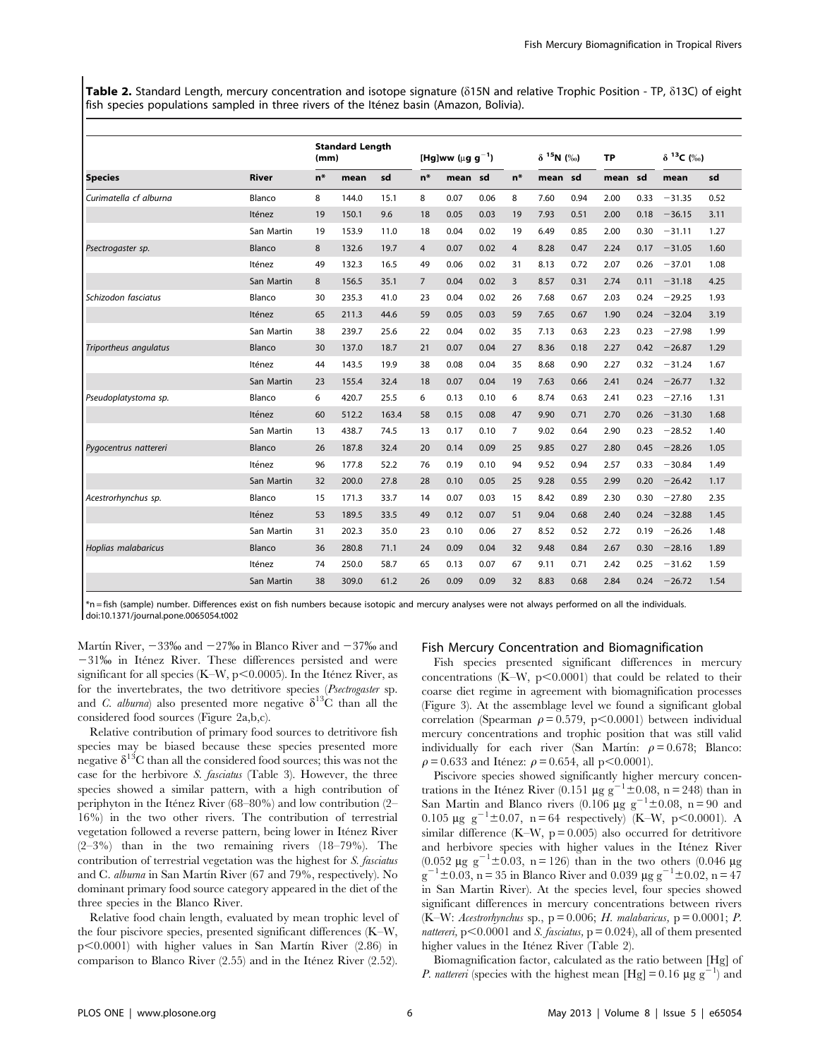**Table 2.** Standard Length, mercury concentration and isotope signature (δ15N and relative Trophic Position - TP, δ13C) of eight fish species populations sampled in three rivers of the Iténez basin (Amazon, Bolivia).

| | | Standard Length (mm) | | | [Hg]ww (μg g$^{-1}$) | | | δ $^{15}$N (‰) | | | TP | | δ $^{13}$C (‰) | |
|---|---|---|---|---|---|---|---|---|---|---|---|---|---|---|
| **Species** | **River** | **n*** | **mean** | **sd** | **n*** | **mean** | **sd** | **n*** | **mean** | **sd** | **mean** | **sd** | **mean** | **sd** |
| *Curimatella cf alburna* | Blanco | 8 | 144.0 | 15.1 | 8 | 0.07 | 0.06 | 8 | 7.60 | 0.94 | 2.00 | 0.33 | −31.35 | 0.52 |
| | Iténez | 19 | 150.1 | 9.6 | 18 | 0.05 | 0.03 | 19 | 7.93 | 0.51 | 2.00 | 0.18 | −36.15 | 3.11 |
| | San Martin | 19 | 153.9 | 11.0 | 18 | 0.04 | 0.02 | 19 | 6.49 | 0.85 | 2.00 | 0.30 | −31.11 | 1.27 |
| *Psectrogaster sp.* | Blanco | 8 | 132.6 | 19.7 | 4 | 0.07 | 0.02 | 4 | 8.28 | 0.47 | 2.24 | 0.17 | −31.05 | 1.60 |
| | Iténez | 49 | 132.3 | 16.5 | 49 | 0.06 | 0.02 | 31 | 8.13 | 0.72 | 2.07 | 0.26 | −37.01 | 1.08 |
| | San Martin | 8 | 156.5 | 35.1 | 7 | 0.04 | 0.02 | 3 | 8.57 | 0.31 | 2.74 | 0.11 | −31.18 | 4.25 |
| *Schizodon fasciatus* | Blanco | 30 | 235.3 | 41.0 | 23 | 0.04 | 0.02 | 26 | 7.68 | 0.67 | 2.03 | 0.24 | −29.25 | 1.93 |
| | Iténez | 65 | 211.3 | 44.6 | 59 | 0.05 | 0.03 | 59 | 7.65 | 0.67 | 1.90 | 0.24 | −32.04 | 3.19 |
| | San Martin | 38 | 239.7 | 25.6 | 22 | 0.04 | 0.02 | 35 | 7.13 | 0.63 | 2.23 | 0.23 | −27.98 | 1.99 |
| *Triportheus angulatus* | Blanco | 30 | 137.0 | 18.7 | 21 | 0.07 | 0.04 | 27 | 8.36 | 0.18 | 2.27 | 0.42 | −26.87 | 1.29 |
| | Iténez | 44 | 143.5 | 19.9 | 38 | 0.08 | 0.04 | 35 | 8.68 | 0.90 | 2.27 | 0.32 | −31.24 | 1.67 |
| | San Martin | 23 | 155.4 | 32.4 | 18 | 0.07 | 0.04 | 19 | 7.63 | 0.66 | 2.41 | 0.24 | −26.77 | 1.32 |
| *Pseudoplatystoma sp.* | Blanco | 6 | 420.7 | 25.5 | 6 | 0.13 | 0.10 | 6 | 8.74 | 0.63 | 2.41 | 0.23 | −27.16 | 1.31 |
| | Iténez | 60 | 512.2 | 163.4 | 58 | 0.15 | 0.08 | 47 | 9.90 | 0.71 | 2.70 | 0.26 | −31.30 | 1.68 |
| | San Martin | 13 | 438.7 | 74.5 | 13 | 0.17 | 0.10 | 7 | 9.02 | 0.64 | 2.90 | 0.23 | −28.52 | 1.40 |
| *Pygocentrus nattereri* | Blanco | 26 | 187.8 | 32.4 | 20 | 0.14 | 0.09 | 25 | 9.85 | 0.27 | 2.80 | 0.45 | −28.26 | 1.05 |
| | Iténez | 96 | 177.8 | 52.2 | 76 | 0.19 | 0.10 | 94 | 9.52 | 0.94 | 2.57 | 0.33 | −30.84 | 1.49 |
| | San Martin | 32 | 200.0 | 27.8 | 28 | 0.10 | 0.05 | 25 | 9.28 | 0.55 | 2.99 | 0.20 | −26.42 | 1.17 |
| *Acestrorhynchus sp.* | Blanco | 15 | 171.3 | 33.7 | 14 | 0.07 | 0.03 | 15 | 8.42 | 0.89 | 2.30 | 0.30 | −27.80 | 2.35 |
| | Iténez | 53 | 189.5 | 33.5 | 49 | 0.12 | 0.07 | 51 | 9.04 | 0.68 | 2.40 | 0.24 | −32.88 | 1.45 |
| | San Martin | 31 | 202.3 | 35.0 | 23 | 0.10 | 0.06 | 27 | 8.52 | 0.52 | 2.72 | 0.19 | −26.26 | 1.48 |
| *Hoplias malabaricus* | Blanco | 36 | 280.8 | 71.1 | 24 | 0.09 | 0.04 | 32 | 9.48 | 0.84 | 2.67 | 0.30 | −28.16 | 1.89 |
| | Iténez | 74 | 250.0 | 58.7 | 65 | 0.13 | 0.07 | 67 | 9.11 | 0.71 | 2.42 | 0.25 | −31.62 | 1.59 |
| | San Martin | 38 | 309.0 | 61.2 | 26 | 0.09 | 0.09 | 32 | 8.83 | 0.68 | 2.84 | 0.24 | −26.72 | 1.54 |

*n = fish (sample) number. Differences exist on fish numbers because isotopic and mercury analyses were not always performed on all the individuals.
doi:10.1371/journal.pone.0065054.t002

Martín River, −33‰ and −27‰ in Blanco River and −37‰ and −31‰ in Iténez River. These differences persisted and were significant for all species (K–W, $p<0.0005$). In the Iténez River, as for the invertebrates, the two detritivore species (*Psectrogaster* sp. and *C. alburna*) also presented more negative $\delta^{13}$C than all the considered food sources (Figure 2a,b,c).

Relative contribution of primary food sources to detritivore fish species may be biased because these species presented more negative $\delta^{13}$C than all the considered food sources; this was not the case for the herbivore *S. fasciatus* (Table 3). However, the three species showed a similar pattern, with a high contribution of periphyton in the Iténez River (68–80%) and low contribution (2–16%) in the two other rivers. The contribution of terrestrial vegetation followed a reverse pattern, being lower in Iténez River (2–3%) than in the two remaining rivers (18–79%). The contribution of terrestrial vegetation was the highest for *S. fasciatus* and C. *alburna* in San Martín River (67 and 79%, respectively). No dominant primary food source category appeared in the diet of the three species in the Blanco River.

Relative food chain length, evaluated by mean trophic level of the four piscivore species, presented significant differences (K–W, $p<0.0001$) with higher values in San Martín River (2.86) in comparison to Blanco River (2.55) and in the Iténez River (2.52).

## Fish Mercury Concentration and Biomagnification

Fish species presented significant differences in mercury concentrations (K–W, $p<0.0001$) that could be related to their coarse diet regime in agreement with biomagnification processes (Figure 3). At the assemblage level we found a significant global correlation (Spearman $\rho = 0.579$, $p<0.0001$) between individual mercury concentrations and trophic position that was still valid individually for each river (San Martín: $\rho = 0.678$; Blanco: $\rho = 0.633$ and Iténez: $\rho = 0.654$, all $p<0.0001$).

Piscivore species showed significantly higher mercury concentrations in the Iténez River (0.151 μg g$^{-1}$±0.08, n = 248) than in San Martin and Blanco rivers (0.106 μg g$^{-1}$±0.08, n = 90 and 0.105 μg g$^{-1}$±0.07, n = 64 respectively) (K–W, $p<0.0001$). A similar difference (K–W, p = 0.005) also occurred for detritivore and herbivore species with higher values in the Iténez River (0.052 μg g$^{-1}$±0.03, n = 126) than in the two others (0.046 μg g$^{-1}$±0.03, n = 35 in Blanco River and 0.039 μg g$^{-1}$±0.02, n = 47 in San Martin River). At the species level, four species showed significant differences in mercury concentrations between rivers (K–W: *Acestrorhynchus* sp., p = 0.006; *H. malabaricus*, p = 0.0001; *P. nattereri*, $p<0.0001$ and *S. fasciatus*, p = 0.024), all of them presented higher values in the Iténez River (Table 2).

Biomagnification factor, calculated as the ratio between [Hg] of *P. nattereri* (species with the highest mean [Hg] = 0.16 μg g$^{-1}$) and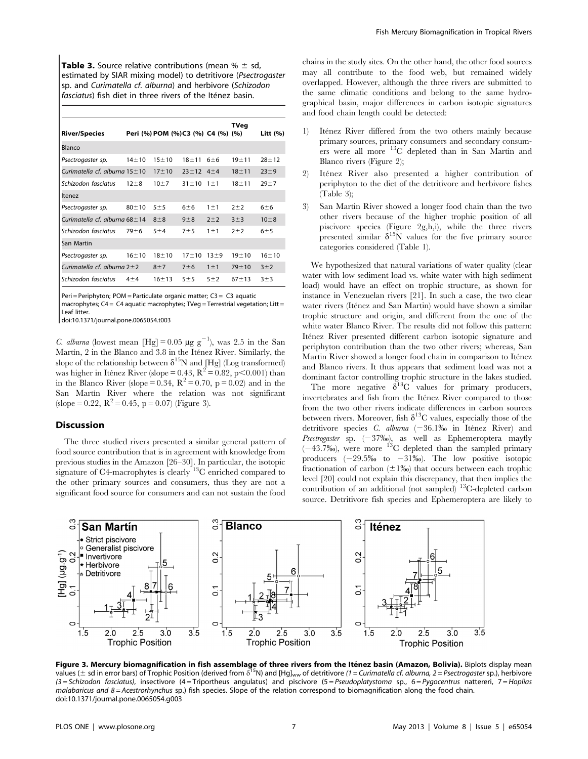**Table 3.** Source relative contributions (mean % ± sd, estimated by SIAR mixing model) to detritivore (*Psectrogaster* sp. and *Curimatella cf. alburna*) and herbivore (*Schizodon fasciatus*) fish diet in three rivers of the Iténez basin.

| River/Species | Peri (%) | POM (%) | C3 (%) | C4 (%) | TVeg (%) | Litt (%) |
|---|---|---|---|---|---|---|
| Blanco | | | | | | |
| *Psectrogaster sp.* | 14±10 | 15±10 | 18±11 | 6±6 | 19±11 | 28±12 |
| *Curimatella cf. alburna* | 15±10 | 17±10 | 23±12 | 4±4 | 18±11 | 23±9 |
| *Schizodon fasciatus* | 12±8 | 10±7 | 31±10 | 1±1 | 18±11 | 29±7 |
| Itenez | | | | | | |
| *Psectrogaster sp.* | 80±10 | 5±5 | 6±6 | 1±1 | 2±2 | 6±6 |
| *Curimatella cf. alburna* | 68±14 | 8±8 | 9±8 | 2±2 | 3±3 | 10±8 |
| *Schizodon fasciatus* | 79±6 | 5±4 | 7±5 | 1±1 | 2±2 | 6±5 |
| San Martin | | | | | | |
| *Psectrogaster sp.* | 16±10 | 18±10 | 17±10 | 13±9 | 19±10 | 16±10 |
| *Curimatella cf. alburna* | 2±2 | 8±7 | 7±6 | 1±1 | 79±10 | 3±2 |
| *Schizodon fasciatus* | 4±4 | 16±13 | 5±5 | 5±2 | 67±13 | 3±3 |

Peri = Periphyton; POM = Particulate organic matter; C3 = C3 aquatic macrophytes; C4 = C4 aquatic macrophytes; TVeg = Terrestrial vegetation; Litt = Leaf litter.
doi:10.1371/journal.pone.0065054.t003

*C. alburna* (lowest mean [Hg] = 0.05 µg g$^{-1}$), was 2.5 in the San Martín, 2 in the Blanco and 3.8 in the Iténez River. Similarly, the slope of the relationship between $\delta^{15}$N and [Hg] (Log transformed) was higher in Iténez River (slope = 0.43, $R^2 = 0.82$, $p < 0.001$) than in the Blanco River (slope = 0.34, $R^2 = 0.70$, $p = 0.02$) and in the San Martín River where the relation was not significant (slope = 0.22, $R^2 = 0.45$, $p = 0.07$) (Figure 3).

## Discussion

The three studied rivers presented a similar general pattern of food source contribution that is in agreement with knowledge from previous studies in the Amazon [26–30]. In particular, the isotopic signature of C4-macrophytes is clearly $^{13}$C enriched compared to the other primary sources and consumers, thus they are not a significant food source for consumers and can not sustain the food chains in the study sites. On the other hand, the other food sources may all contribute to the food web, but remained widely overlapped. However, although the three rivers are submitted to the same climatic conditions and belong to the same hydrographical basin, major differences in carbon isotopic signatures and food chain length could be detected:

1) Iténez River differed from the two others mainly because primary sources, primary consumers and secondary consumers were all more $^{13}$C depleted than in San Martín and Blanco rivers (Figure 2);
2) Iténez River also presented a higher contribution of periphyton to the diet of the detritivore and herbivore fishes (Table 3);
3) San Martín River showed a longer food chain than the two other rivers because of the higher trophic position of all piscivore species (Figure 2g,h,i), while the three rivers presented similar $\delta^{15}$N values for the five primary source categories considered (Table 1).

We hypothesized that natural variations of water quality (clear water with low sediment load vs. white water with high sediment load) would have an effect on trophic structure, as shown for instance in Venezuelan rivers [21]. In such a case, the two clear water rivers (Iténez and San Martin) would have shown a similar trophic structure and origin, and different from the one of the white water Blanco River. The results did not follow this pattern: Iténez River presented different carbon isotopic signature and periphyton contribution than the two other rivers; whereas, San Martin River showed a longer food chain in comparison to Iténez and Blanco rivers. It thus appears that sediment load was not a dominant factor controlling trophic structure in the lakes studied.

The more negative $\delta^{13}$C values for primary producers, invertebrates and fish from the Iténez River compared to those from the two other rivers indicate differences in carbon sources between rivers. Moreover, fish $\delta^{13}$C values, especially those of the detritivore species *C. alburna* (−36.1‰ in Iténez River) and *Psectrogaster* sp. (−37‰), as well as Ephemeroptera mayfly (−43.7‰), were more $^{13}$C depleted than the sampled primary producers (−29.5‰ to −31‰). The low positive isotopic fractionation of carbon (±1‰) that occurs between each trophic level [20] could not explain this discrepancy, that then implies the contribution of an additional (not sampled) $^{13}$C-depleted carbon source. Detritivore fish species and Ephemeroptera are likely to

**Figure 3. Mercury biomagnification in fish assemblage of three rivers from the Iténez basin (Amazon, Bolivia).** Biplots display mean values (± sd in error bars) of Trophic Position (derived from $\delta^{15}$N) and $[Hg]_{ww}$ of detritivore *(1 = Curimatella cf. alburna, 2 = Psectrogaster* sp.), herbivore *(3 = Schizodon fasciatus)*, insectivore (4 = Triportheus angulatus) and piscivore (5 = *Pseudoplatystoma* sp., 6 = *Pygocentrus* nattereri, 7 = *Hoplias malabaricus and 8 = Acestrorhynchus* sp.) fish species. Slope of the relation correspond to biomagnification along the food chain.
doi:10.1371/journal.pone.0065054.g003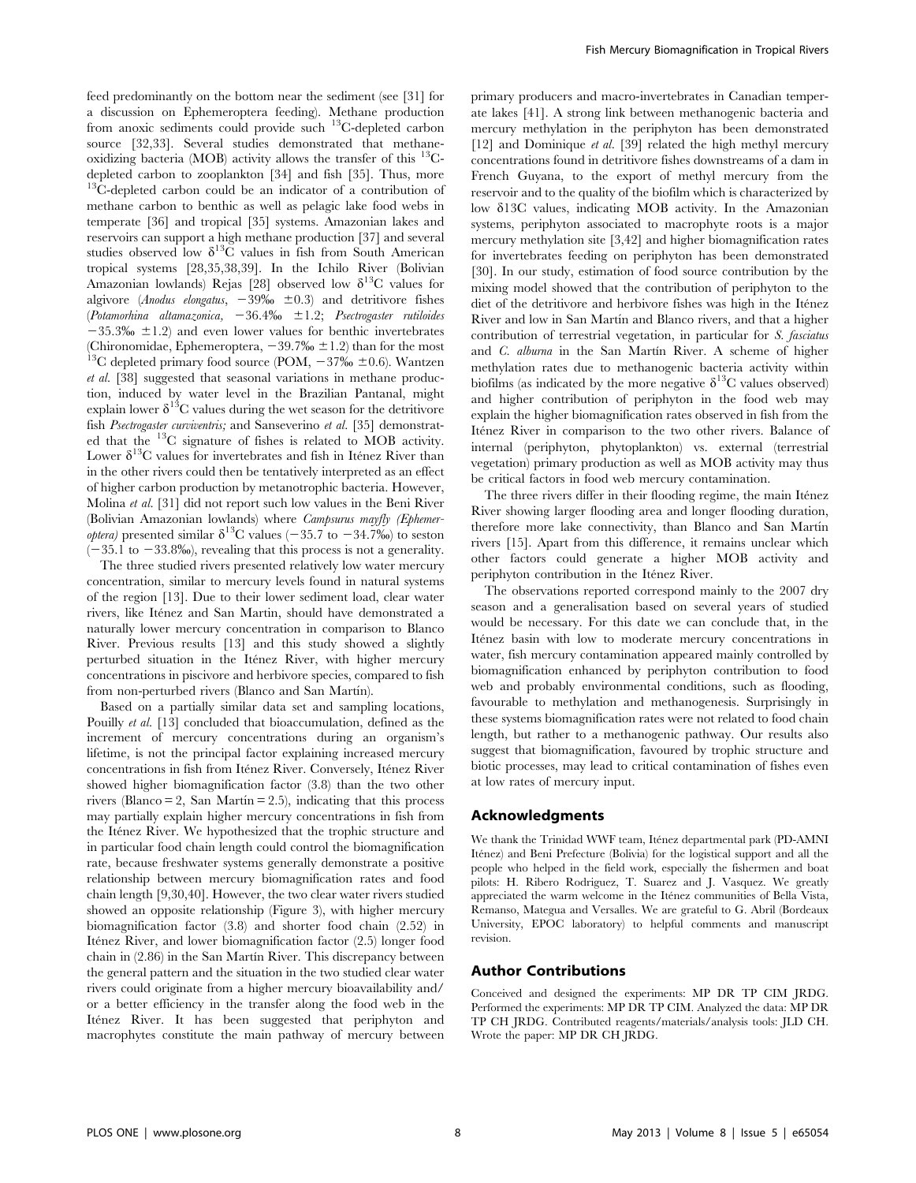feed predominantly on the bottom near the sediment (see [31] for a discussion on Ephemeroptera feeding). Methane production from anoxic sediments could provide such $^{13}$C-depleted carbon source [32,33]. Several studies demonstrated that methane-oxidizing bacteria (MOB) activity allows the transfer of this $^{13}$C-depleted carbon to zooplankton [34] and fish [35]. Thus, more $^{13}$C-depleted carbon could be an indicator of a contribution of methane carbon to benthic as well as pelagic lake food webs in temperate [36] and tropical [35] systems. Amazonian lakes and reservoirs can support a high methane production [37] and several studies observed low $\delta^{13}$C values in fish from South American tropical systems [28,35,38,39]. In the Ichilo River (Bolivian Amazonian lowlands) Rejas [28] observed low $\delta^{13}$C values for algivore (*Anodus elongatus*, $-39‰ \pm 0.3$) and detritivore fishes (*Potamorhina altamazonica*, $-36.4‰ \pm 1.2$; *Psectrogaster rutiloides* $-35.3‰ \pm 1.2$) and even lower values for benthic invertebrates (Chironomidae, Ephemeroptera, $-39.7‰ \pm 1.2$) than for the most $^{13}$C depleted primary food source (POM, $-37‰ \pm 0.6$). Wantzen *et al.* [38] suggested that seasonal variations in methane production, induced by water level in the Brazilian Pantanal, might explain lower $\delta^{13}$C values during the wet season for the detritivore fish *Psectrogaster curviventris;* and Sanseverino *et al.* [35] demonstrated that the $^{13}$C signature of fishes is related to MOB activity. Lower $\delta^{13}$C values for invertebrates and fish in Iténez River than in the other rivers could then be tentatively interpreted as an effect of higher carbon production by metanotrophic bacteria. However, Molina *et al.* [31] did not report such low values in the Beni River (Bolivian Amazonian lowlands) where *Campsurus mayfly (Ephemeroptera)* presented similar $\delta^{13}$C values ($-35.7$ to $-34.7‰$) to seston ($-35.1$ to $-33.8‰$), revealing that this process is not a generality.

The three studied rivers presented relatively low water mercury concentration, similar to mercury levels found in natural systems of the region [13]. Due to their lower sediment load, clear water rivers, like Iténez and San Martin, should have demonstrated a naturally lower mercury concentration in comparison to Blanco River. Previous results [13] and this study showed a slightly perturbed situation in the Iténez River, with higher mercury concentrations in piscivore and herbivore species, compared to fish from non-perturbed rivers (Blanco and San Martín).

Based on a partially similar data set and sampling locations, Pouilly *et al.* [13] concluded that bioaccumulation, defined as the increment of mercury concentrations during an organism's lifetime, is not the principal factor explaining increased mercury concentrations in fish from Iténez River. Conversely, Iténez River showed higher biomagnification factor (3.8) than the two other rivers (Blanco = 2, San Martín = 2.5), indicating that this process may partially explain higher mercury concentrations in fish from the Iténez River. We hypothesized that the trophic structure and in particular food chain length could control the biomagnification rate, because freshwater systems generally demonstrate a positive relationship between mercury biomagnification rates and food chain length [9,30,40]. However, the two clear water rivers studied showed an opposite relationship (Figure 3), with higher mercury biomagnification factor (3.8) and shorter food chain (2.52) in Iténez River, and lower biomagnification factor (2.5) longer food chain in (2.86) in the San Martín River. This discrepancy between the general pattern and the situation in the two studied clear water rivers could originate from a higher mercury bioavailability and/or a better efficiency in the transfer along the food web in the Iténez River. It has been suggested that periphyton and macrophytes constitute the main pathway of mercury between primary producers and macro-invertebrates in Canadian temperate lakes [41]. A strong link between methanogenic bacteria and mercury methylation in the periphyton has been demonstrated [12] and Dominique *et al.* [39] related the high methyl mercury concentrations found in detritivore fishes downstreams of a dam in French Guyana, to the export of methyl mercury from the reservoir and to the quality of the biofilm which is characterized by low $\delta$13C values, indicating MOB activity. In the Amazonian systems, periphyton associated to macrophyte roots is a major mercury methylation site [3,42] and higher biomagnification rates for invertebrates feeding on periphyton has been demonstrated [30]. In our study, estimation of food source contribution by the mixing model showed that the contribution of periphyton to the diet of the detritivore and herbivore fishes was high in the Iténez River and low in San Martín and Blanco rivers, and that a higher contribution of terrestrial vegetation, in particular for *S. fasciatus* and *C. alburna* in the San Martín River. A scheme of higher methylation rates due to methanogenic bacteria activity within biofilms (as indicated by the more negative $\delta^{13}$C values observed) and higher contribution of periphyton in the food web may explain the higher biomagnification rates observed in fish from the Iténez River in comparison to the two other rivers. Balance of internal (periphyton, phytoplankton) vs. external (terrestrial vegetation) primary production as well as MOB activity may thus be critical factors in food web mercury contamination.

The three rivers differ in their flooding regime, the main Iténez River showing larger flooding area and longer flooding duration, therefore more lake connectivity, than Blanco and San Martín rivers [15]. Apart from this difference, it remains unclear which other factors could generate a higher MOB activity and periphyton contribution in the Iténez River.

The observations reported correspond mainly to the 2007 dry season and a generalisation based on several years of studied would be necessary. For this date we can conclude that, in the Iténez basin with low to moderate mercury concentrations in water, fish mercury contamination appeared mainly controlled by biomagnification enhanced by periphyton contribution to food web and probably environmental conditions, such as flooding, favourable to methylation and methanogenesis. Surprisingly in these systems biomagnification rates were not related to food chain length, but rather to a methanogenic pathway. Our results also suggest that biomagnification, favoured by trophic structure and biotic processes, may lead to critical contamination of fishes even at low rates of mercury input.

## Acknowledgments

We thank the Trinidad WWF team, Iténez departmental park (PD-AMNI Iténez) and Beni Prefecture (Bolivia) for the logistical support and all the people who helped in the field work, especially the fishermen and boat pilots: H. Ribero Rodriguez, T. Suarez and J. Vasquez. We greatly appreciated the warm welcome in the Iténez communities of Bella Vista, Remanso, Mategua and Versalles. We are grateful to G. Abril (Bordeaux University, EPOC laboratory) to helpful comments and manuscript revision.

## Author Contributions

Conceived and designed the experiments: MP DR TP CIM JRDG. Performed the experiments: MP DR TP CIM. Analyzed the data: MP DR TP CH JRDG. Contributed reagents/materials/analysis tools: JLD CH. Wrote the paper: MP DR CH JRDG.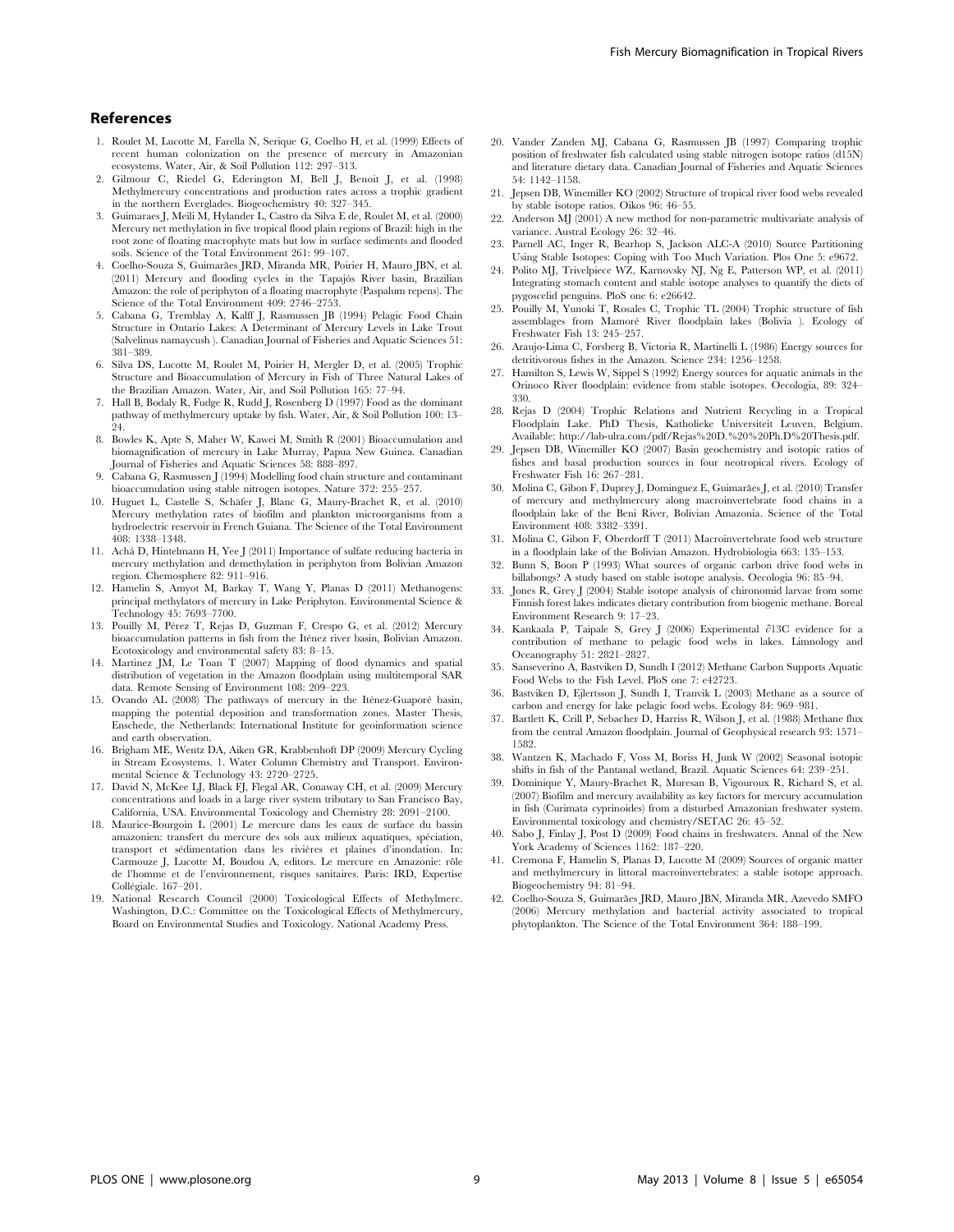## References

1. Roulet M, Lucotte M, Farella N, Serique G, Coelho H, et al. (1999) Effects of recent human colonization on the presence of mercury in Amazonian ecosystems. Water, Air, & Soil Pollution 112: 297–313.
2. Gilmour C, Riedel G, Ederington M, Bell J, Benoit J, et al. (1998) Methylmercury concentrations and production rates across a trophic gradient in the northern Everglades. Biogeochemistry 40: 327–345.
3. Guimaraes J, Meili M, Hylander L, Castro da Silva E de, Roulet M, et al. (2000) Mercury net methylation in five tropical flood plain regions of Brazil: high in the root zone of floating macrophyte mats but low in surface sediments and flooded soils. Science of the Total Environment 261: 99–107.
4. Coelho-Souza S, Guimarães JRD, Miranda MR, Poirier H, Mauro JBN, et al. (2011) Mercury and flooding cycles in the Tapajós River basin, Brazilian Amazon: the role of periphyton of a floating macrophyte (Paspalum repens). The Science of the Total Environment 409: 2746–2753.
5. Cabana G, Tremblay A, Kalff J, Rasmussen JB (1994) Pelagic Food Chain Structure in Ontario Lakes: A Determinant of Mercury Levels in Lake Trout (Salvelinus namaycush ). Canadian Journal of Fisheries and Aquatic Sciences 51: 381–389.
6. Silva DS, Lucotte M, Roulet M, Poirier H, Mergler D, et al. (2005) Trophic Structure and Bioaccumulation of Mercury in Fish of Three Natural Lakes of the Brazilian Amazon. Water, Air, and Soil Pollution 165: 77–94.
7. Hall B, Bodaly R, Fudge R, Rudd J, Rosenberg D (1997) Food as the dominant pathway of methylmercury uptake by fish. Water, Air, & Soil Pollution 100: 13–24.
8. Bowles K, Apte S, Maher W, Kawei M, Smith R (2001) Bioaccumulation and biomagnification of mercury in Lake Murray, Papua New Guinea. Canadian Journal of Fisheries and Aquatic Sciences 58: 888–897.
9. Cabana G, Rasmussen J (1994) Modelling food chain structure and contaminant bioaccumulation using stable nitrogen isotopes. Nature 372: 255–257.
10. Huguet L, Castelle S, Schäfer J, Blanc G, Maury-Brachet R, et al. (2010) Mercury methylation rates of biofilm and plankton microorganisms from a hydroelectric reservoir in French Guiana. The Science of the Total Environment 408: 1338–1348.
11. Achá D, Hintelmann H, Yee J (2011) Importance of sulfate reducing bacteria in mercury methylation and demethylation in periphyton from Bolivian Amazon region. Chemosphere 82: 911–916.
12. Hamelin S, Amyot M, Barkay T, Wang Y, Planas D (2011) Methanogens: principal methylators of mercury in Lake Periphyton. Environmental Science & Technology 45: 7693–7700.
13. Pouilly M, Pérez T, Rejas D, Guzman F, Crespo G, et al. (2012) Mercury bioaccumulation patterns in fish from the Iténez river basin, Bolivian Amazon. Ecotoxicology and environmental safety 83: 8–15.
14. Martinez JM, Le Toan T (2007) Mapping of flood dynamics and spatial distribution of vegetation in the Amazon floodplain using multitemporal SAR data. Remote Sensing of Environment 108: 209–223.
15. Ovando AL (2008) The pathways of mercury in the Iténez-Guaporé basin, mapping the potential deposition and transformation zones. Master Thesis, Enschede, the Netherlands: International Institute for geoinformation science and earth observation.
16. Brigham ME, Wentz DA, Aiken GR, Krabbenhoft DP (2009) Mercury Cycling in Stream Ecosystems. 1. Water Column Chemistry and Transport. Environmental Science & Technology 43: 2720–2725.
17. David N, McKee LJ, Black FJ, Flegal AR, Conaway CH, et al. (2009) Mercury concentrations and loads in a large river system tributary to San Francisco Bay, California, USA. Environmental Toxicology and Chemistry 28: 2091–2100.
18. Maurice-Bourgoin L (2001) Le mercure dans les eaux de surface du bassin amazonien: transfert du mercure des sols aux milieux aquatiques, spéciation, transport et sédimentation dans les rivières et plaines d'inondation. In: Carmouze J, Lucotte M, Boudou A, editors. Le mercure en Amazonie: rôle de l'homme et de l'environnement, risques sanitaires. Paris: IRD, Expertise Collégiale. 167–201.
19. National Research Council (2000) Toxicological Effects of Methylmerc. Washington, D.C.: Committee on the Toxicological Effects of Methylmercury, Board on Environmental Studies and Toxicology. National Academy Press.
20. Vander Zanden MJ, Cabana G, Rasmussen JB (1997) Comparing trophic position of freshwater fish calculated using stable nitrogen isotope ratios (d15N) and literature dietary data. Canadian Journal of Fisheries and Aquatic Sciences 54: 1142–1158.
21. Jepsen DB, Winemiller KO (2002) Structure of tropical river food webs revealed by stable isotope ratios. Oikos 96: 46–55.
22. Anderson MJ (2001) A new method for non-parametric multivariate analysis of variance. Austral Ecology 26: 32–46.
23. Parnell AC, Inger R, Bearhop S, Jackson ALC-A (2010) Source Partitioning Using Stable Isotopes: Coping with Too Much Variation. Plos One 5: e9672.
24. Polito MJ, Trivelpiece WZ, Karnovsky NJ, Ng E, Patterson WP, et al. (2011) Integrating stomach content and stable isotope analyses to quantify the diets of pygoscelid penguins. PloS one 6: e26642.
25. Pouilly M, Yunoki T, Rosales C, Trophic TL (2004) Trophic structure of fish assemblages from Mamoré River floodplain lakes (Bolivia ). Ecology of Freshwater Fish 13: 245–257.
26. Araujo-Lima C, Forsberg B, Victoria R, Martinelli L (1986) Energy sources for detritivorous fishes in the Amazon. Science 234: 1256–1258.
27. Hamilton S, Lewis W, Sippel S (1992) Energy sources for aquatic animals in the Orinoco River floodplain: evidence from stable isotopes. Oecologia, 89: 324–330.
28. Rejas D (2004) Trophic Relations and Nutrient Recycling in a Tropical Floodplain Lake. PhD Thesis, Katholieke Universiteit Leuven, Belgium. Available: http://lab-ulra.com/pdf/Rejas%20D.%20%20Ph.D%20Thesis.pdf.
29. Jepsen DB, Winemiller KO (2007) Basin geochemistry and isotopic ratios of fishes and basal production sources in four neotropical rivers. Ecology of Freshwater Fish 16: 267–281.
30. Molina C, Gibon F, Duprey J, Dominguez E, Guimarães J, et al. (2010) Transfer of mercury and methylmercury along macroinvertebrate food chains in a floodplain lake of the Beni River, Bolivian Amazonia. Science of the Total Environment 408: 3382–3391.
31. Molina C, Gibon F, Oberdorff T (2011) Macroinvertebrate food web structure in a floodplain lake of the Bolivian Amazon. Hydrobiologia 663: 135–153.
32. Bunn S, Boon P (1993) What sources of organic carbon drive food webs in billabongs? A study based on stable isotope analysis. Oecologia 96: 85–94.
33. Jones R, Grey J (2004) Stable isotope analysis of chironomid larvae from some Finnish forest lakes indicates dietary contribution from biogenic methane. Boreal Environment Research 9: 17–23.
34. Kankaala P, Taipale S, Grey J (2006) Experimental ∂13C evidence for a contribution of methane to pelagic food webs in lakes. Limnology and Oceanography 51: 2821–2827.
35. Sanseverino A, Bastviken D, Sundh I (2012) Methane Carbon Supports Aquatic Food Webs to the Fish Level. PloS one 7: e42723.
36. Bastviken D, Ejlertsson J, Sundh I, Tranvik L (2003) Methane as a source of carbon and energy for lake pelagic food webs. Ecology 84: 969–981.
37. Bartlett K, Crill P, Sebacher D, Harriss R, Wilson J, et al. (1988) Methane flux from the central Amazon floodplain. Journal of Geophysical research 93: 1571–1582.
38. Wantzen K, Machado F, Voss M, Boriss H, Junk W (2002) Seasonal isotopic shifts in fish of the Pantanal wetland, Brazil. Aquatic Sciences 64: 239–251.
39. Dominique Y, Maury-Brachet R, Muresan B, Vigouroux R, Richard S, et al. (2007) Biofilm and mercury availability as key factors for mercury accumulation in fish (Curimata cyprinoides) from a disturbed Amazonian freshwater system. Environmental toxicology and chemistry/SETAC 26: 45–52.
40. Sabo J, Finlay J, Post D (2009) Food chains in freshwaters. Annal of the New York Academy of Sciences 1162: 187–220.
41. Cremona F, Hamelin S, Planas D, Lucotte M (2009) Sources of organic matter and methylmercury in littoral macroinvertebrates: a stable isotope approach. Biogeochemistry 94: 81–94.
42. Coelho-Souza S, Guimarães JRD, Mauro JBN, Miranda MR, Azevedo SMFO (2006) Mercury methylation and bacterial activity associated to tropical phytoplankton. The Science of the Total Environment 364: 188–199.